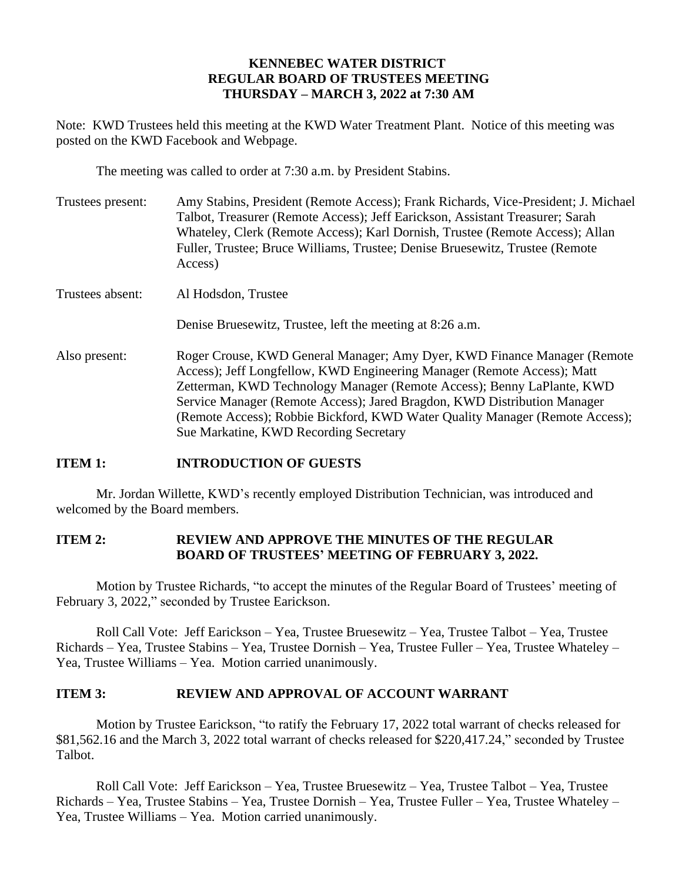**KENNEBEC WATER DISTRICT**
**REGULAR BOARD OF TRUSTEES MEETING**
**THURSDAY – MARCH 3, 2022 at 7:30 AM**

Note: KWD Trustees held this meeting at the KWD Water Treatment Plant. Notice of this meeting was posted on the KWD Facebook and Webpage.

The meeting was called to order at 7:30 a.m. by President Stabins.

Trustees present: Amy Stabins, President (Remote Access); Frank Richards, Vice-President; J. Michael Talbot, Treasurer (Remote Access); Jeff Earickson, Assistant Treasurer; Sarah Whateley, Clerk (Remote Access); Karl Dornish, Trustee (Remote Access); Allan Fuller, Trustee; Bruce Williams, Trustee; Denise Bruesewitz, Trustee (Remote Access)

Trustees absent: Al Hodsdon, Trustee

Denise Bruesewitz, Trustee, left the meeting at 8:26 a.m.

Also present: Roger Crouse, KWD General Manager; Amy Dyer, KWD Finance Manager (Remote Access); Jeff Longfellow, KWD Engineering Manager (Remote Access); Matt Zetterman, KWD Technology Manager (Remote Access); Benny LaPlante, KWD Service Manager (Remote Access); Jared Bragdon, KWD Distribution Manager (Remote Access); Robbie Bickford, KWD Water Quality Manager (Remote Access); Sue Markatine, KWD Recording Secretary

## ITEM 1: INTRODUCTION OF GUESTS

Mr. Jordan Willette, KWD's recently employed Distribution Technician, was introduced and welcomed by the Board members.

## ITEM 2: REVIEW AND APPROVE THE MINUTES OF THE REGULAR BOARD OF TRUSTEES' MEETING OF FEBRUARY 3, 2022.

Motion by Trustee Richards, "to accept the minutes of the Regular Board of Trustees' meeting of February 3, 2022," seconded by Trustee Earickson.

Roll Call Vote: Jeff Earickson – Yea, Trustee Bruesewitz – Yea, Trustee Talbot – Yea, Trustee Richards – Yea, Trustee Stabins – Yea, Trustee Dornish – Yea, Trustee Fuller – Yea, Trustee Whateley – Yea, Trustee Williams – Yea. Motion carried unanimously.

## ITEM 3: REVIEW AND APPROVAL OF ACCOUNT WARRANT

Motion by Trustee Earickson, "to ratify the February 17, 2022 total warrant of checks released for \$81,562.16 and the March 3, 2022 total warrant of checks released for \$220,417.24," seconded by Trustee Talbot.

Roll Call Vote: Jeff Earickson – Yea, Trustee Bruesewitz – Yea, Trustee Talbot – Yea, Trustee Richards – Yea, Trustee Stabins – Yea, Trustee Dornish – Yea, Trustee Fuller – Yea, Trustee Whateley – Yea, Trustee Williams – Yea. Motion carried unanimously.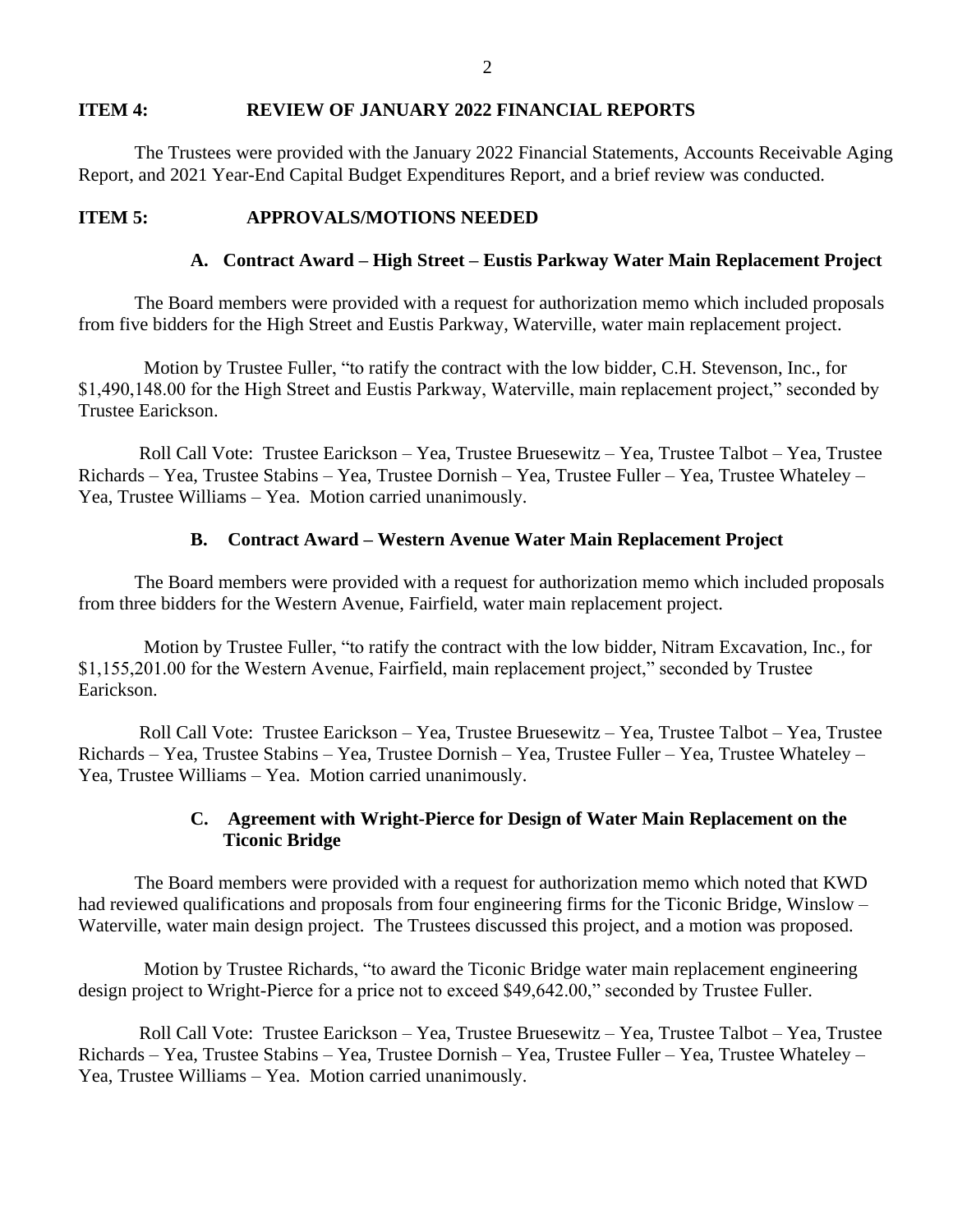## ITEM 4: REVIEW OF JANUARY 2022 FINANCIAL REPORTS

The Trustees were provided with the January 2022 Financial Statements, Accounts Receivable Aging Report, and 2021 Year-End Capital Budget Expenditures Report, and a brief review was conducted.

## ITEM 5: APPROVALS/MOTIONS NEEDED

### A. Contract Award – High Street – Eustis Parkway Water Main Replacement Project

The Board members were provided with a request for authorization memo which included proposals from five bidders for the High Street and Eustis Parkway, Waterville, water main replacement project.

Motion by Trustee Fuller, "to ratify the contract with the low bidder, C.H. Stevenson, Inc., for $1,490,148.00 for the High Street and Eustis Parkway, Waterville, main replacement project," seconded by Trustee Earickson.

Roll Call Vote: Trustee Earickson – Yea, Trustee Bruesewitz – Yea, Trustee Talbot – Yea, Trustee Richards – Yea, Trustee Stabins – Yea, Trustee Dornish – Yea, Trustee Fuller – Yea, Trustee Whateley – Yea, Trustee Williams – Yea. Motion carried unanimously.

### B. Contract Award – Western Avenue Water Main Replacement Project

The Board members were provided with a request for authorization memo which included proposals from three bidders for the Western Avenue, Fairfield, water main replacement project.

Motion by Trustee Fuller, "to ratify the contract with the low bidder, Nitram Excavation, Inc., for $1,155,201.00 for the Western Avenue, Fairfield, main replacement project," seconded by Trustee Earickson.

Roll Call Vote: Trustee Earickson – Yea, Trustee Bruesewitz – Yea, Trustee Talbot – Yea, Trustee Richards – Yea, Trustee Stabins – Yea, Trustee Dornish – Yea, Trustee Fuller – Yea, Trustee Whateley – Yea, Trustee Williams – Yea. Motion carried unanimously.

### C. Agreement with Wright-Pierce for Design of Water Main Replacement on the Ticonic Bridge

The Board members were provided with a request for authorization memo which noted that KWD had reviewed qualifications and proposals from four engineering firms for the Ticonic Bridge, Winslow – Waterville, water main design project. The Trustees discussed this project, and a motion was proposed.

Motion by Trustee Richards, "to award the Ticonic Bridge water main replacement engineering design project to Wright-Pierce for a price not to exceed $49,642.00," seconded by Trustee Fuller.

Roll Call Vote: Trustee Earickson – Yea, Trustee Bruesewitz – Yea, Trustee Talbot – Yea, Trustee Richards – Yea, Trustee Stabins – Yea, Trustee Dornish – Yea, Trustee Fuller – Yea, Trustee Whateley – Yea, Trustee Williams – Yea. Motion carried unanimously.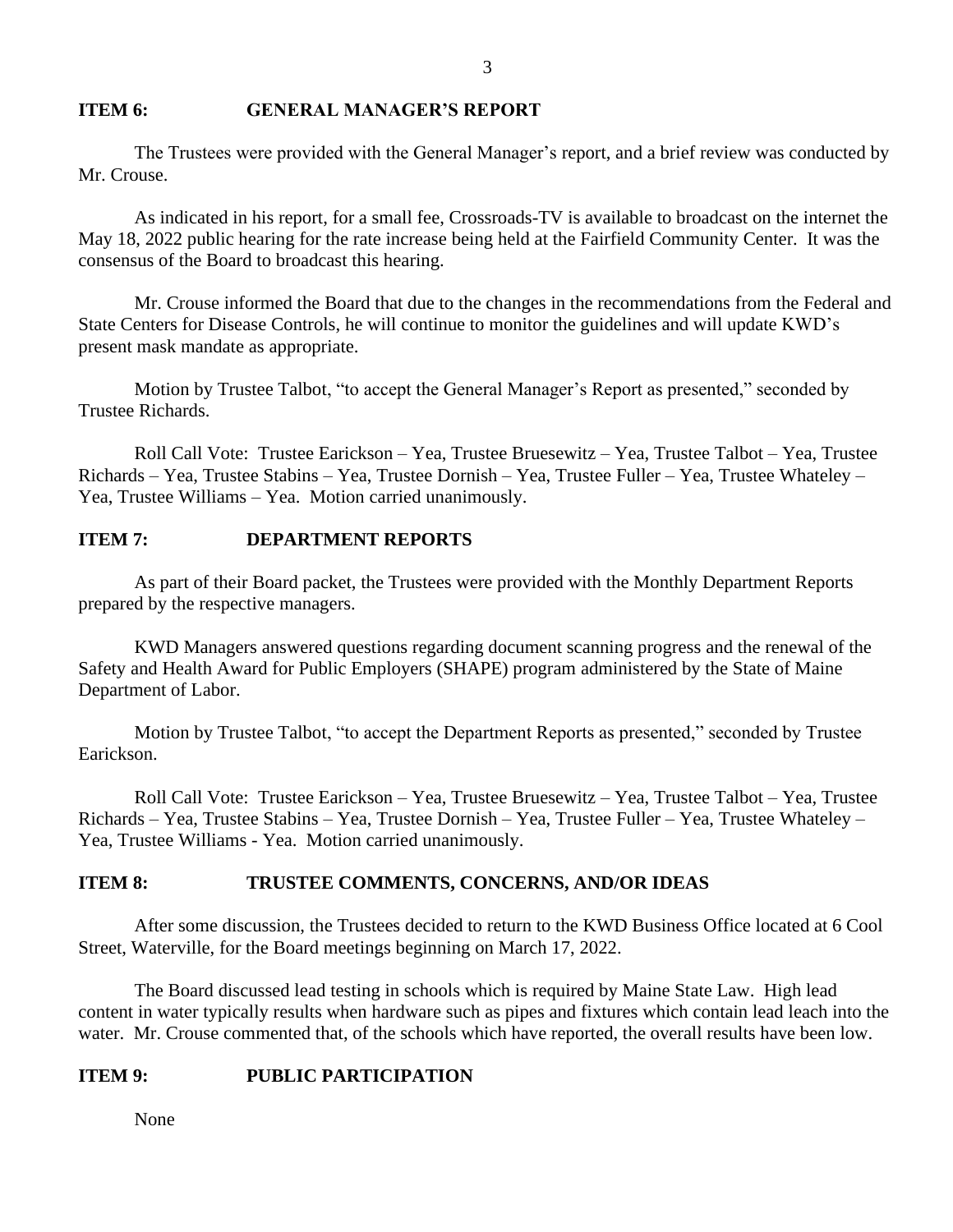## ITEM 6: GENERAL MANAGER'S REPORT

The Trustees were provided with the General Manager's report, and a brief review was conducted by Mr. Crouse.

As indicated in his report, for a small fee, Crossroads-TV is available to broadcast on the internet the May 18, 2022 public hearing for the rate increase being held at the Fairfield Community Center. It was the consensus of the Board to broadcast this hearing.

Mr. Crouse informed the Board that due to the changes in the recommendations from the Federal and State Centers for Disease Controls, he will continue to monitor the guidelines and will update KWD's present mask mandate as appropriate.

Motion by Trustee Talbot, "to accept the General Manager's Report as presented," seconded by Trustee Richards.

Roll Call Vote: Trustee Earickson – Yea, Trustee Bruesewitz – Yea, Trustee Talbot – Yea, Trustee Richards – Yea, Trustee Stabins – Yea, Trustee Dornish – Yea, Trustee Fuller – Yea, Trustee Whateley – Yea, Trustee Williams – Yea. Motion carried unanimously.

## ITEM 7: DEPARTMENT REPORTS

As part of their Board packet, the Trustees were provided with the Monthly Department Reports prepared by the respective managers.

KWD Managers answered questions regarding document scanning progress and the renewal of the Safety and Health Award for Public Employers (SHAPE) program administered by the State of Maine Department of Labor.

Motion by Trustee Talbot, "to accept the Department Reports as presented," seconded by Trustee Earickson.

Roll Call Vote: Trustee Earickson – Yea, Trustee Bruesewitz – Yea, Trustee Talbot – Yea, Trustee Richards – Yea, Trustee Stabins – Yea, Trustee Dornish – Yea, Trustee Fuller – Yea, Trustee Whateley – Yea, Trustee Williams - Yea. Motion carried unanimously.

## ITEM 8: TRUSTEE COMMENTS, CONCERNS, AND/OR IDEAS

After some discussion, the Trustees decided to return to the KWD Business Office located at 6 Cool Street, Waterville, for the Board meetings beginning on March 17, 2022.

The Board discussed lead testing in schools which is required by Maine State Law. High lead content in water typically results when hardware such as pipes and fixtures which contain lead leach into the water. Mr. Crouse commented that, of the schools which have reported, the overall results have been low.

## ITEM 9: PUBLIC PARTICIPATION

None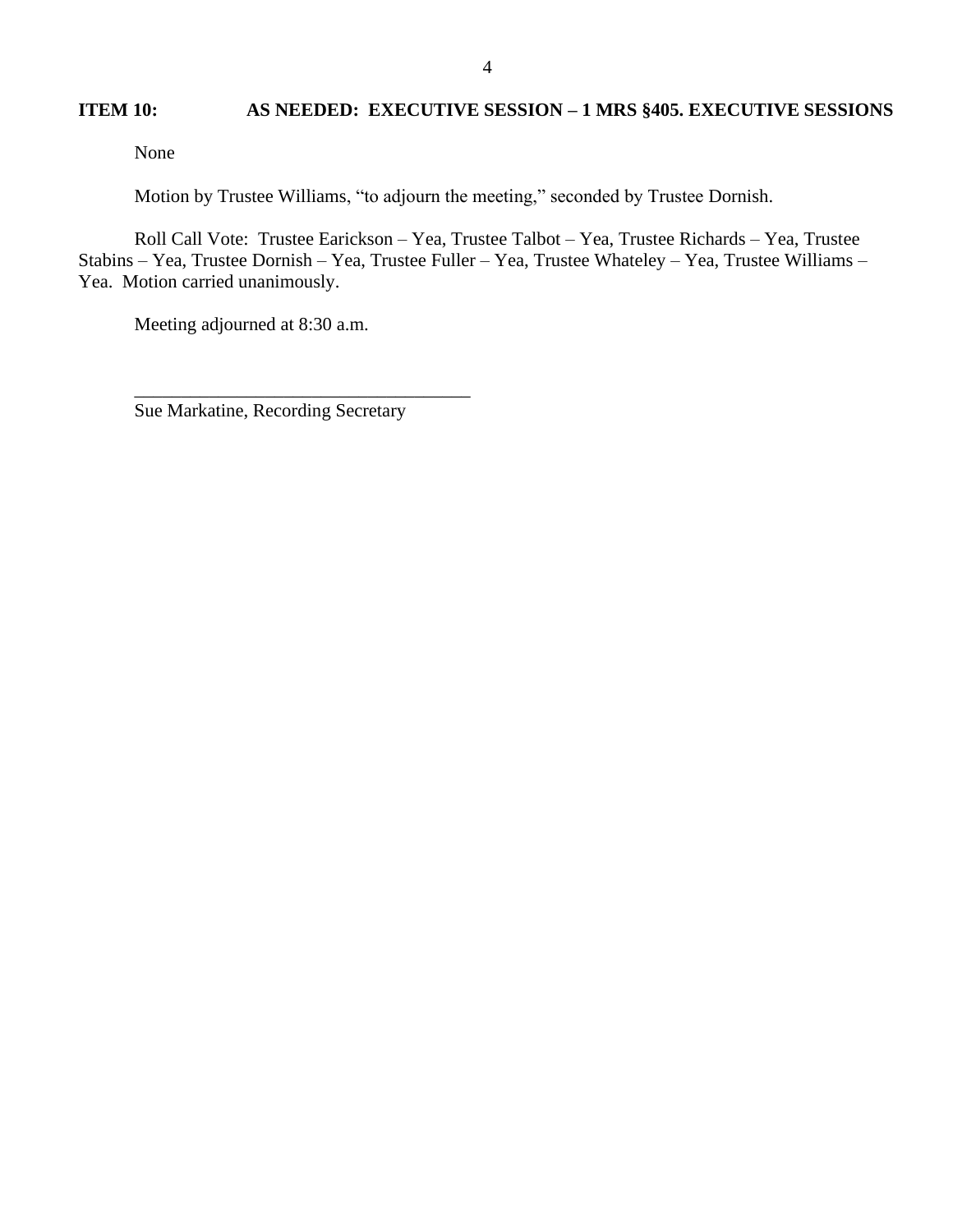**ITEM 10: AS NEEDED: EXECUTIVE SESSION – 1 MRS §405. EXECUTIVE SESSIONS**

None

Motion by Trustee Williams, "to adjourn the meeting," seconded by Trustee Dornish.

Roll Call Vote: Trustee Earickson – Yea, Trustee Talbot – Yea, Trustee Richards – Yea, Trustee Stabins – Yea, Trustee Dornish – Yea, Trustee Fuller – Yea, Trustee Whateley – Yea, Trustee Williams – Yea. Motion carried unanimously.

Meeting adjourned at 8:30 a.m.

_____________________________________

Sue Markatine, Recording Secretary